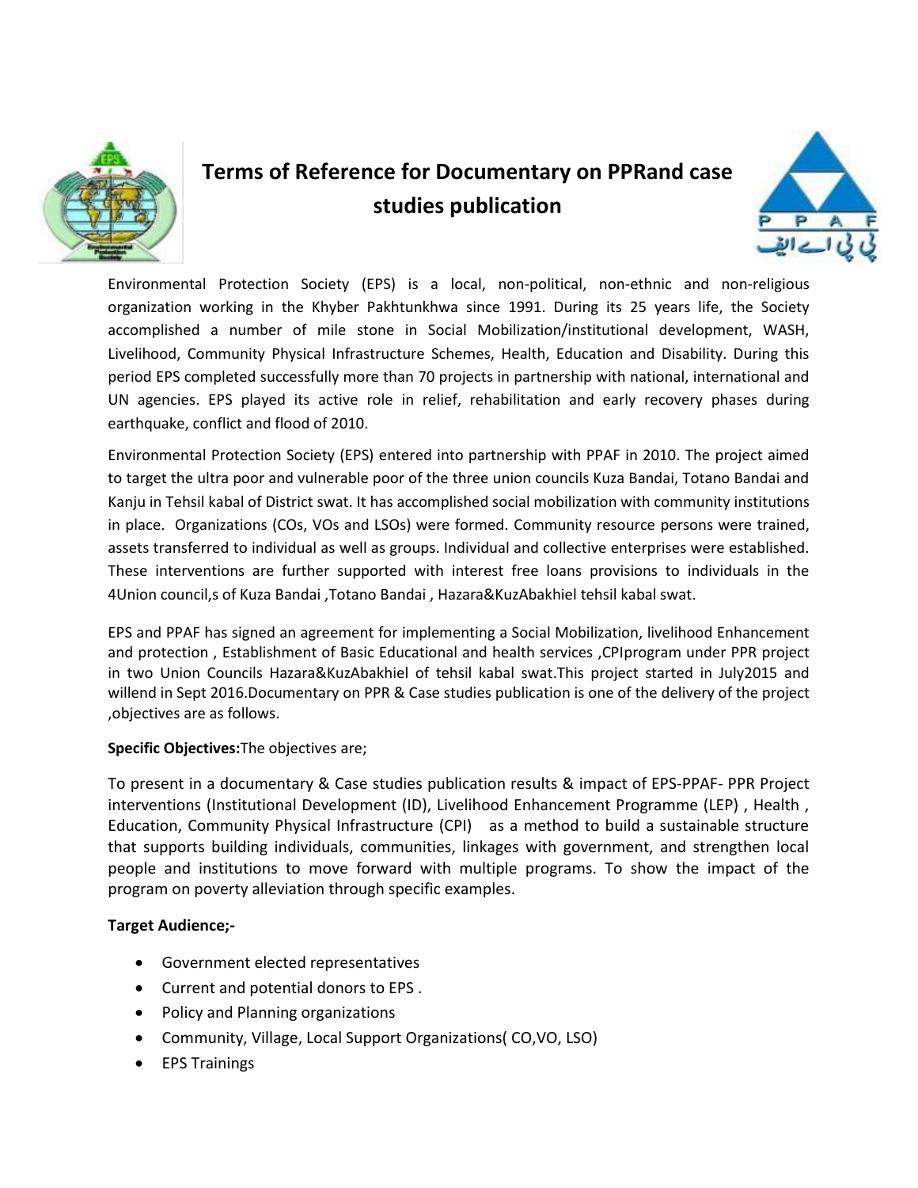# Terms of Reference for Documentary on PPRand case studies publication

Environmental Protection Society (EPS) is a local, non-political, non-ethnic and non-religious organization working in the Khyber Pakhtunkhwa since 1991. During its 25 years life, the Society accomplished a number of mile stone in Social Mobilization/institutional development, WASH, Livelihood, Community Physical Infrastructure Schemes, Health, Education and Disability. During this period EPS completed successfully more than 70 projects in partnership with national, international and UN agencies. EPS played its active role in relief, rehabilitation and early recovery phases during earthquake, conflict and flood of 2010.

Environmental Protection Society (EPS) entered into partnership with PPAF in 2010. The project aimed to target the ultra poor and vulnerable poor of the three union councils Kuza Bandai, Totano Bandai and Kanju in Tehsil kabal of District swat. It has accomplished social mobilization with community institutions in place. Organizations (COs, VOs and LSOs) were formed. Community resource persons were trained, assets transferred to individual as well as groups. Individual and collective enterprises were established. These interventions are further supported with interest free loans provisions to individuals in the 4Union council,s of Kuza Bandai ,Totano Bandai , Hazara&KuzAbakhiel tehsil kabal swat.

EPS and PPAF has signed an agreement for implementing a Social Mobilization, livelihood Enhancement and protection , Establishment of Basic Educational and health services ,CPIprogram under PPR project in two Union Councils Hazara&KuzAbakhiel of tehsil kabal swat.This project started in July2015 and willend in Sept 2016.Documentary on PPR & Case studies publication is one of the delivery of the project ,objectives are as follows.

**Specific Objectives:**The objectives are;

To present in a documentary & Case studies publication results & impact of EPS-PPAF- PPR Project interventions (Institutional Development (ID), Livelihood Enhancement Programme (LEP) , Health , Education, Community Physical Infrastructure (CPI) as a method to build a sustainable structure that supports building individuals, communities, linkages with government, and strengthen local people and institutions to move forward with multiple programs. To show the impact of the program on poverty alleviation through specific examples.

**Target Audience;-**

- Government elected representatives
- Current and potential donors to EPS .
- Policy and Planning organizations
- Community, Village, Local Support Organizations( CO,VO, LSO)
- EPS Trainings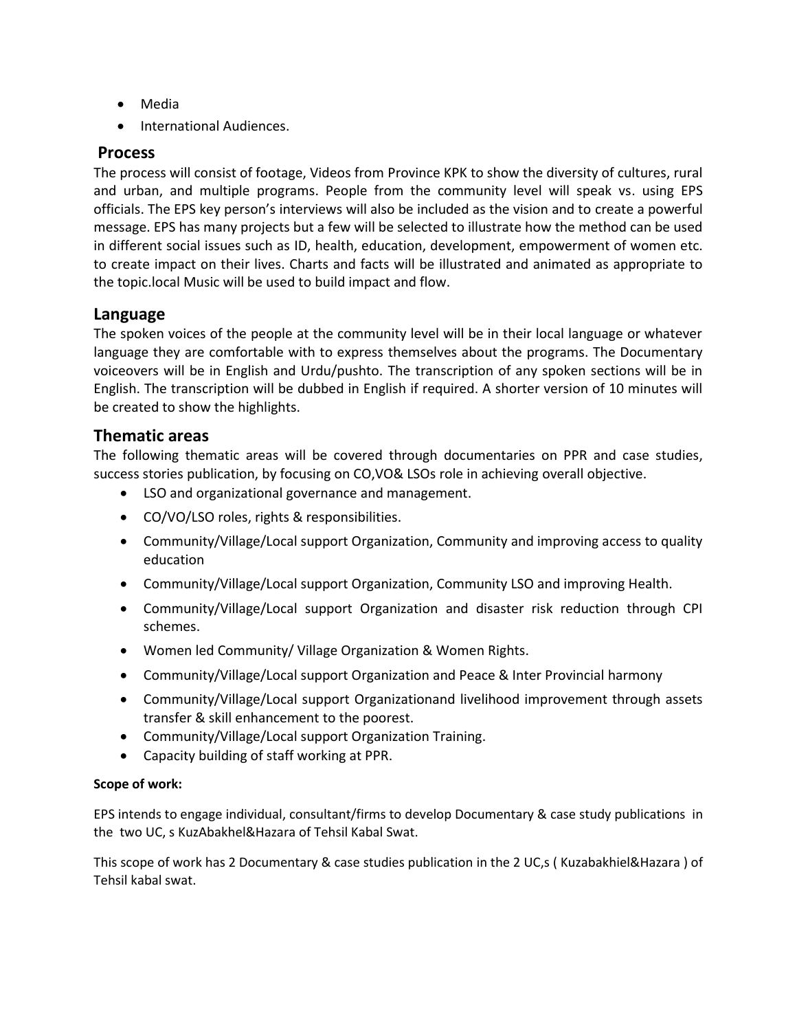- Media
- International Audiences.

## Process

The process will consist of footage, Videos from Province KPK to show the diversity of cultures, rural and urban, and multiple programs. People from the community level will speak vs. using EPS officials. The EPS key person's interviews will also be included as the vision and to create a powerful message. EPS has many projects but a few will be selected to illustrate how the method can be used in different social issues such as ID, health, education, development, empowerment of women etc. to create impact on their lives. Charts and facts will be illustrated and animated as appropriate to the topic.local Music will be used to build impact and flow.

## Language

The spoken voices of the people at the community level will be in their local language or whatever language they are comfortable with to express themselves about the programs. The Documentary voiceovers will be in English and Urdu/pushto. The transcription of any spoken sections will be in English. The transcription will be dubbed in English if required. A shorter version of 10 minutes will be created to show the highlights.

## Thematic areas

The following thematic areas will be covered through documentaries on PPR and case studies, success stories publication, by focusing on CO,VO& LSOs role in achieving overall objective.

- LSO and organizational governance and management.
- CO/VO/LSO roles, rights & responsibilities.
- Community/Village/Local support Organization, Community and improving access to quality education
- Community/Village/Local support Organization, Community LSO and improving Health.
- Community/Village/Local support Organization and disaster risk reduction through CPI schemes.
- Women led Community/ Village Organization & Women Rights.
- Community/Village/Local support Organization and Peace & Inter Provincial harmony
- Community/Village/Local support Organizationand livelihood improvement through assets transfer & skill enhancement to the poorest.
- Community/Village/Local support Organization Training.
- Capacity building of staff working at PPR.

**Scope of work:**

EPS intends to engage individual, consultant/firms to develop Documentary & case study publications in the two UC, s KuzAbakhel&Hazara of Tehsil Kabal Swat.

This scope of work has 2 Documentary & case studies publication in the 2 UC,s ( Kuzabakhiel&Hazara ) of Tehsil kabal swat.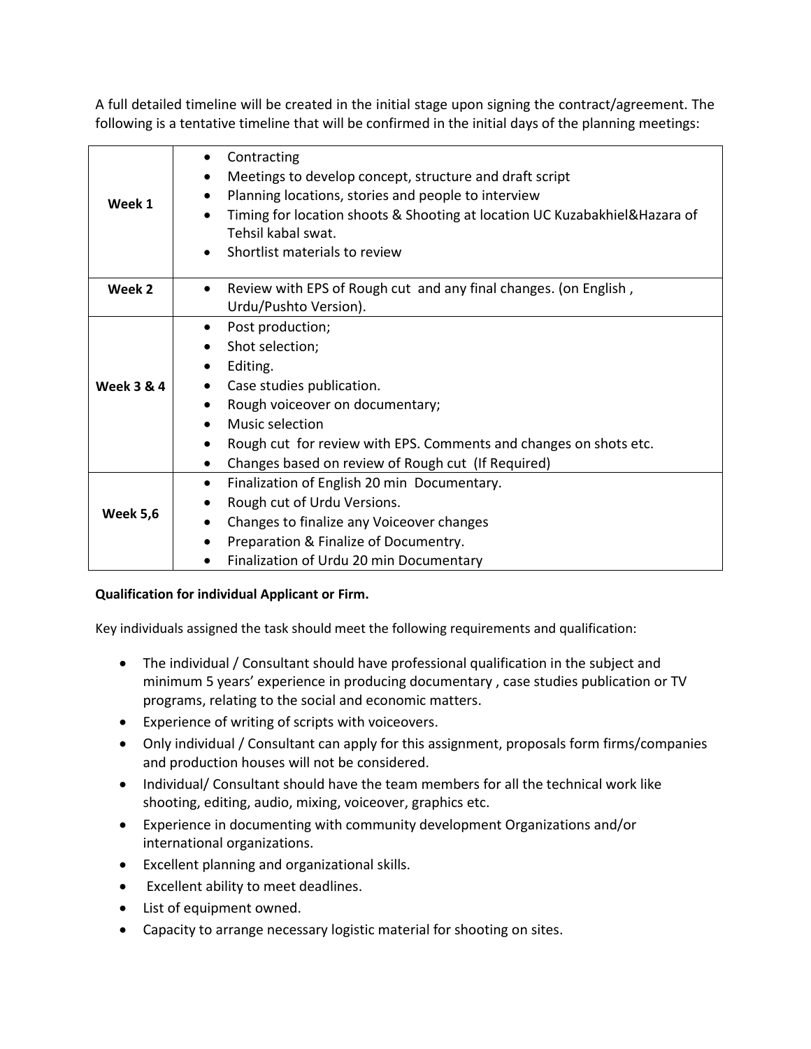A full detailed timeline will be created in the initial stage upon signing the contract/agreement. The following is a tentative timeline that will be confirmed in the initial days of the planning meetings:

| | |
|---|---|
| **Week 1** | • Contracting<br>• Meetings to develop concept, structure and draft script<br>• Planning locations, stories and people to interview<br>• Timing for location shoots & Shooting at location UC Kuzabakhiel&Hazara of Tehsil kabal swat.<br>• Shortlist materials to review |
| **Week 2** | • Review with EPS of Rough cut and any final changes. (on English , Urdu/Pushto Version). |
| **Week 3 & 4** | • Post production;<br>• Shot selection;<br>• Editing.<br>• Case studies publication.<br>• Rough voiceover on documentary;<br>• Music selection<br>• Rough cut for review with EPS. Comments and changes on shots etc.<br>• Changes based on review of Rough cut (If Required) |
| **Week 5,6** | • Finalization of English 20 min Documentary.<br>• Rough cut of Urdu Versions.<br>• Changes to finalize any Voiceover changes<br>• Preparation & Finalize of Documentry.<br>• Finalization of Urdu 20 min Documentary |

**Qualification for individual Applicant or Firm.**

Key individuals assigned the task should meet the following requirements and qualification:

- The individual / Consultant should have professional qualification in the subject and minimum 5 years' experience in producing documentary , case studies publication or TV programs, relating to the social and economic matters.
- Experience of writing of scripts with voiceovers.
- Only individual / Consultant can apply for this assignment, proposals form firms/companies and production houses will not be considered.
- Individual/ Consultant should have the team members for all the technical work like shooting, editing, audio, mixing, voiceover, graphics etc.
- Experience in documenting with community development Organizations and/or international organizations.
- Excellent planning and organizational skills.
- Excellent ability to meet deadlines.
- List of equipment owned.
- Capacity to arrange necessary logistic material for shooting on sites.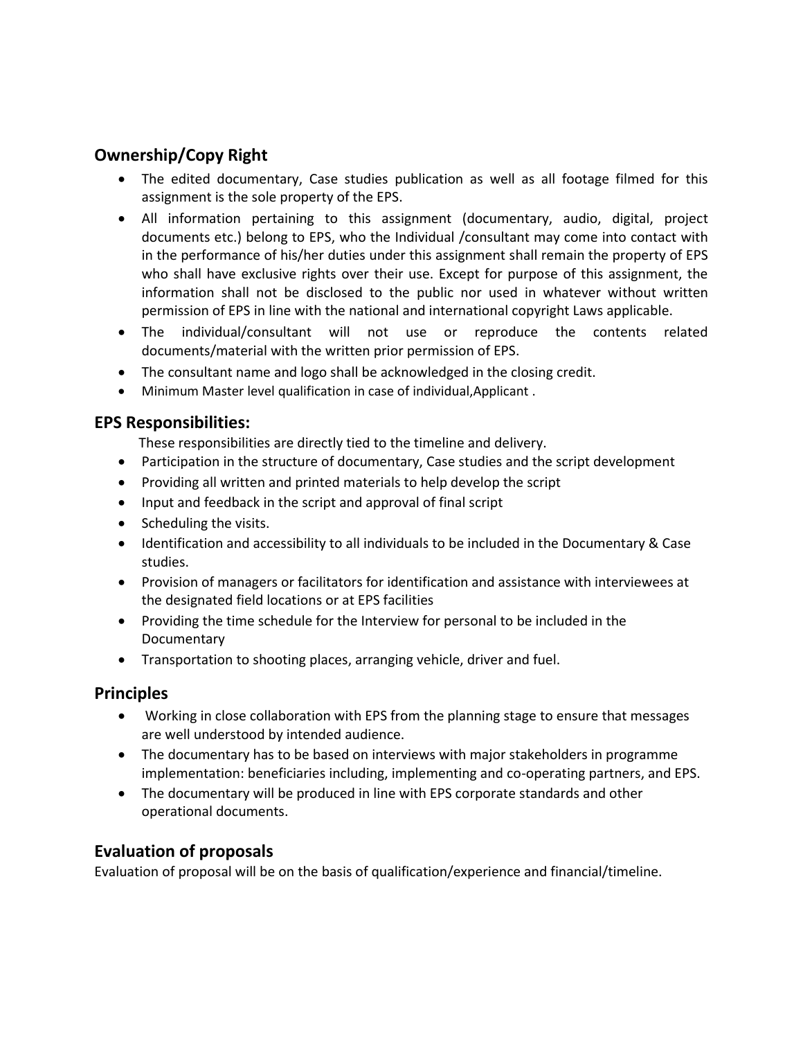## Ownership/Copy Right

- The edited documentary, Case studies publication as well as all footage filmed for this assignment is the sole property of the EPS.
- All information pertaining to this assignment (documentary, audio, digital, project documents etc.) belong to EPS, who the Individual /consultant may come into contact with in the performance of his/her duties under this assignment shall remain the property of EPS who shall have exclusive rights over their use. Except for purpose of this assignment, the information shall not be disclosed to the public nor used in whatever without written permission of EPS in line with the national and international copyright Laws applicable.
- The individual/consultant will not use or reproduce the contents related documents/material with the written prior permission of EPS.
- The consultant name and logo shall be acknowledged in the closing credit.
- Minimum Master level qualification in case of individual,Applicant .

## EPS Responsibilities:

These responsibilities are directly tied to the timeline and delivery.

- Participation in the structure of documentary, Case studies and the script development
- Providing all written and printed materials to help develop the script
- Input and feedback in the script and approval of final script
- Scheduling the visits.
- Identification and accessibility to all individuals to be included in the Documentary & Case studies.
- Provision of managers or facilitators for identification and assistance with interviewees at the designated field locations or at EPS facilities
- Providing the time schedule for the Interview for personal to be included in the Documentary
- Transportation to shooting places, arranging vehicle, driver and fuel.

## Principles

- Working in close collaboration with EPS from the planning stage to ensure that messages are well understood by intended audience.
- The documentary has to be based on interviews with major stakeholders in programme implementation: beneficiaries including, implementing and co-operating partners, and EPS.
- The documentary will be produced in line with EPS corporate standards and other operational documents.

## Evaluation of proposals

Evaluation of proposal will be on the basis of qualification/experience and financial/timeline.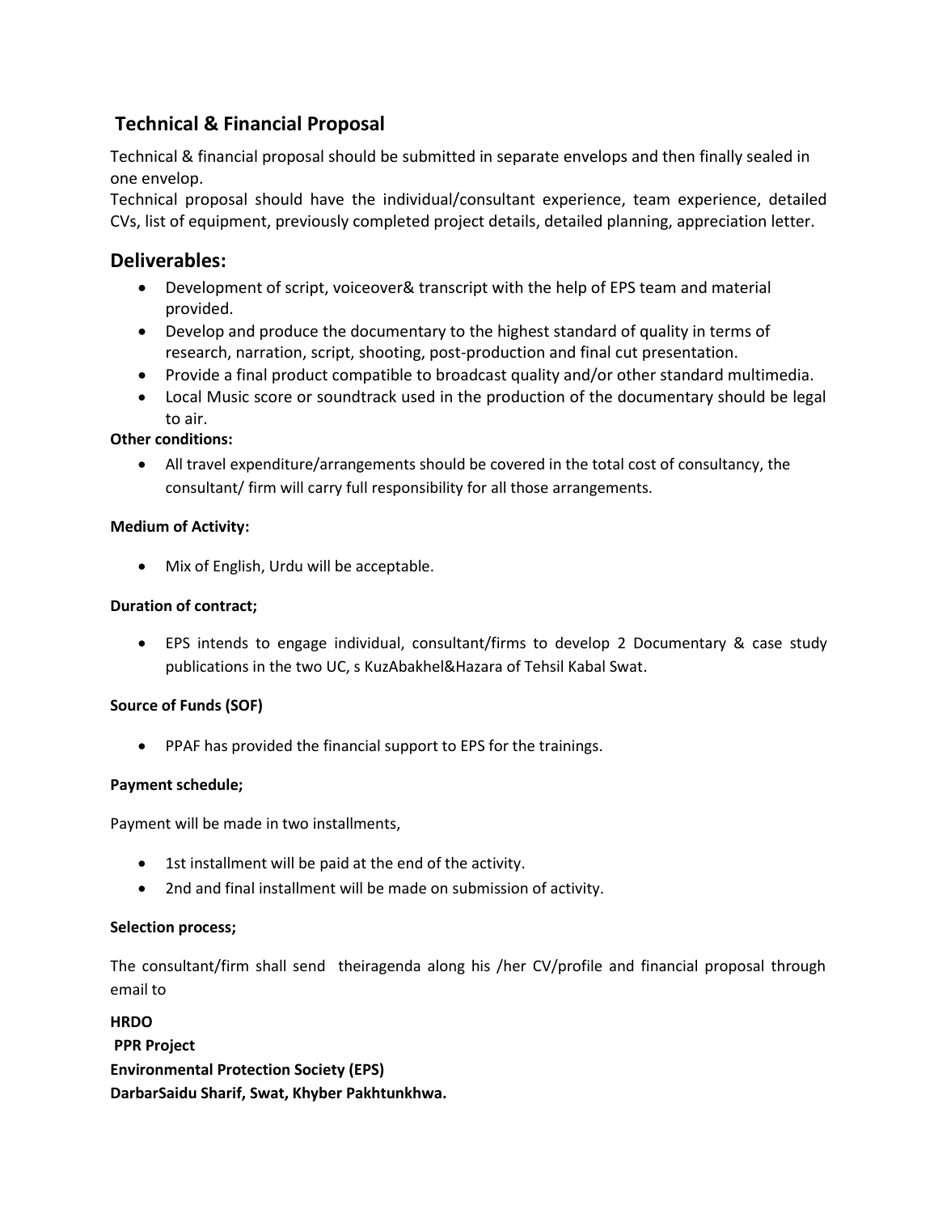## Technical & Financial Proposal

Technical & financial proposal should be submitted in separate envelops and then finally sealed in one envelop.

Technical proposal should have the individual/consultant experience, team experience, detailed CVs, list of equipment, previously completed project details, detailed planning, appreciation letter.

## Deliverables:

- Development of script, voiceover& transcript with the help of EPS team and material provided.
- Develop and produce the documentary to the highest standard of quality in terms of research, narration, script, shooting, post-production and final cut presentation.
- Provide a final product compatible to broadcast quality and/or other standard multimedia.
- Local Music score or soundtrack used in the production of the documentary should be legal to air.

**Other conditions:**

- All travel expenditure/arrangements should be covered in the total cost of consultancy, the consultant/ firm will carry full responsibility for all those arrangements.

**Medium of Activity:**

- Mix of English, Urdu will be acceptable.

**Duration of contract;**

- EPS intends to engage individual, consultant/firms to develop 2 Documentary & case study publications in the two UC, s KuzAbakhel&Hazara of Tehsil Kabal Swat.

**Source of Funds (SOF)**

- PPAF has provided the financial support to EPS for the trainings.

**Payment schedule;**

Payment will be made in two installments,

- 1st installment will be paid at the end of the activity.
- 2nd and final installment will be made on submission of activity.

**Selection process;**

The consultant/firm shall send theiragenda along his /her CV/profile and financial proposal through email to

**HRDO**
**PPR Project**
**Environmental Protection Society (EPS)**
**DarbarSaidu Sharif, Swat, Khyber Pakhtunkhwa.**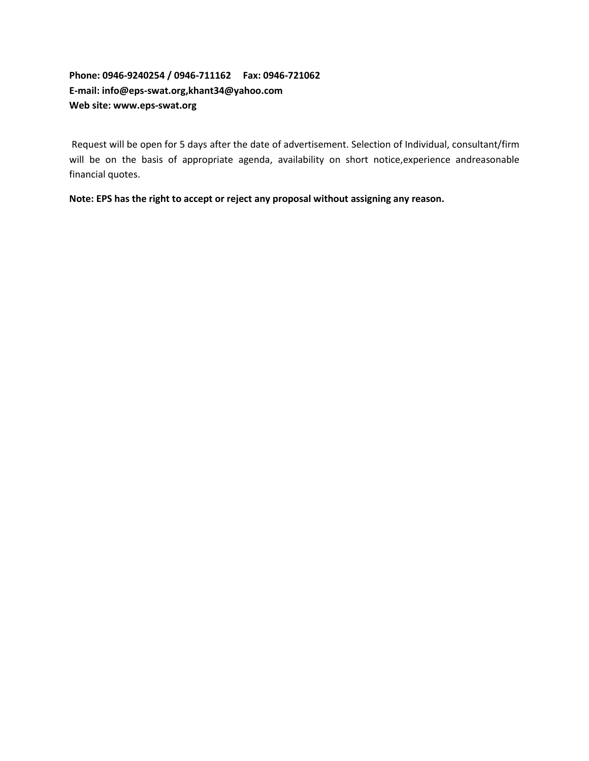**Phone: 0946-9240254 / 0946-711162     Fax: 0946-721062**
**E-mail: info@eps-swat.org,khant34@yahoo.com**
**Web site: www.eps-swat.org**

Request will be open for 5 days after the date of advertisement. Selection of Individual, consultant/firm will be on the basis of appropriate agenda, availability on short notice,experience andreasonable financial quotes.

**Note: EPS has the right to accept or reject any proposal without assigning any reason.**